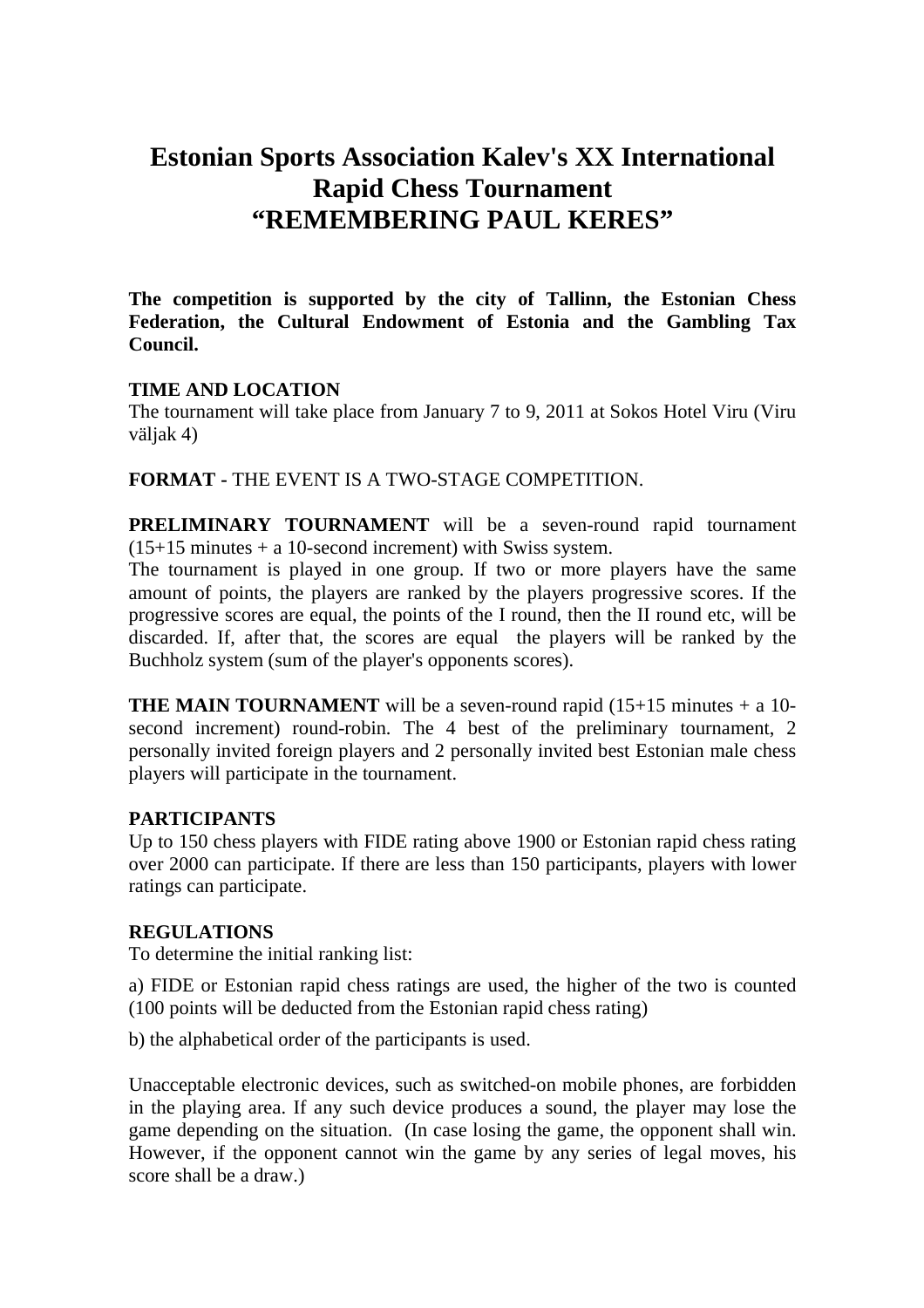# Estonian Sports Association Kalev's XX International Rapid Chess Tournament "REMEMBERING PAUL KERES"

**The competition is supported by the city of Tallinn, the Estonian Chess Federation, the Cultural Endowment of Estonia and the Gambling Tax Council.**

**TIME AND LOCATION**

The tournament will take place from January 7 to 9, 2011 at Sokos Hotel Viru (Viru väljak 4)

**FORMAT -** THE EVENT IS A TWO-STAGE COMPETITION.

**PRELIMINARY TOURNAMENT** will be a seven-round rapid tournament (15+15 minutes + a 10-second increment) with Swiss system.

The tournament is played in one group. If two or more players have the same amount of points, the players are ranked by the players progressive scores. If the progressive scores are equal, the points of the I round, then the II round etc, will be discarded. If, after that, the scores are equal the players will be ranked by the Buchholz system (sum of the player's opponents scores).

**THE MAIN TOURNAMENT** will be a seven-round rapid (15+15 minutes + a 10-second increment) round-robin. The 4 best of the preliminary tournament, 2 personally invited foreign players and 2 personally invited best Estonian male chess players will participate in the tournament.

**PARTICIPANTS**

Up to 150 chess players with FIDE rating above 1900 or Estonian rapid chess rating over 2000 can participate. If there are less than 150 participants, players with lower ratings can participate.

**REGULATIONS**

To determine the initial ranking list:

a) FIDE or Estonian rapid chess ratings are used, the higher of the two is counted (100 points will be deducted from the Estonian rapid chess rating)

b) the alphabetical order of the participants is used.

Unacceptable electronic devices, such as switched-on mobile phones, are forbidden in the playing area. If any such device produces a sound, the player may lose the game depending on the situation. (In case losing the game, the opponent shall win. However, if the opponent cannot win the game by any series of legal moves, his score shall be a draw.)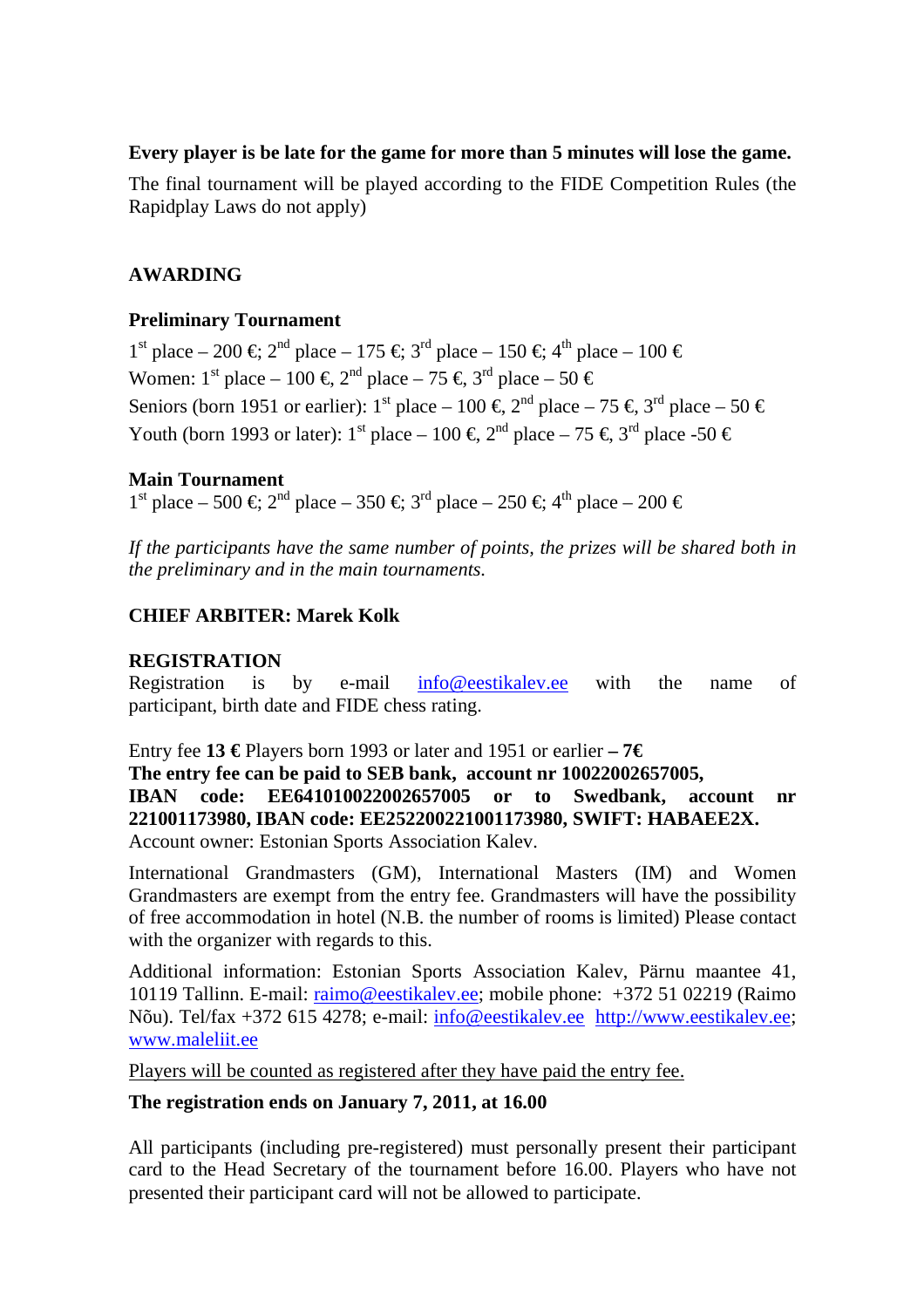**Every player is be late for the game for more than 5 minutes will lose the game.**

The final tournament will be played according to the FIDE Competition Rules (the Rapidplay Laws do not apply)

## AWARDING

### Preliminary Tournament

1st place – 200 €; 2nd place – 175 €; 3rd place – 150 €; 4th place – 100 €
Women: 1st place – 100 €, 2nd place – 75 €, 3rd place – 50 €
Seniors (born 1951 or earlier): 1st place – 100 €, 2nd place – 75 €, 3rd place – 50 €
Youth (born 1993 or later): 1st place – 100 €, 2nd place – 75 €, 3rd place -50 €

### Main Tournament

1st place – 500 €; 2nd place – 350 €; 3rd place – 250 €; 4th place – 200 €

*If the participants have the same number of points, the prizes will be shared both in the preliminary and in the main tournaments.*

**CHIEF ARBITER: Marek Kolk**

## REGISTRATION

Registration is by e-mail info@eestikalev.ee with the name of participant, birth date and FIDE chess rating.

Entry fee **13 €** Players born 1993 or later and 1951 or earlier **– 7€**
**The entry fee can be paid to SEB bank, account nr 10022002657005, IBAN code: EE641010022002657005 or to Swedbank, account nr 221001173980, IBAN code: EE252200221001173980, SWIFT: HABAEE2X.**
Account owner: Estonian Sports Association Kalev.

International Grandmasters (GM), International Masters (IM) and Women Grandmasters are exempt from the entry fee. Grandmasters will have the possibility of free accommodation in hotel (N.B. the number of rooms is limited) Please contact with the organizer with regards to this.

Additional information: Estonian Sports Association Kalev, Pärnu maantee 41, 10119 Tallinn. E-mail: raimo@eestikalev.ee; mobile phone: +372 51 02219 (Raimo Nõu). Tel/fax +372 615 4278; e-mail: info@eestikalev.ee http://www.eestikalev.ee; www.maleliit.ee

Players will be counted as registered after they have paid the entry fee.

**The registration ends on January 7, 2011, at 16.00**

All participants (including pre-registered) must personally present their participant card to the Head Secretary of the tournament before 16.00. Players who have not presented their participant card will not be allowed to participate.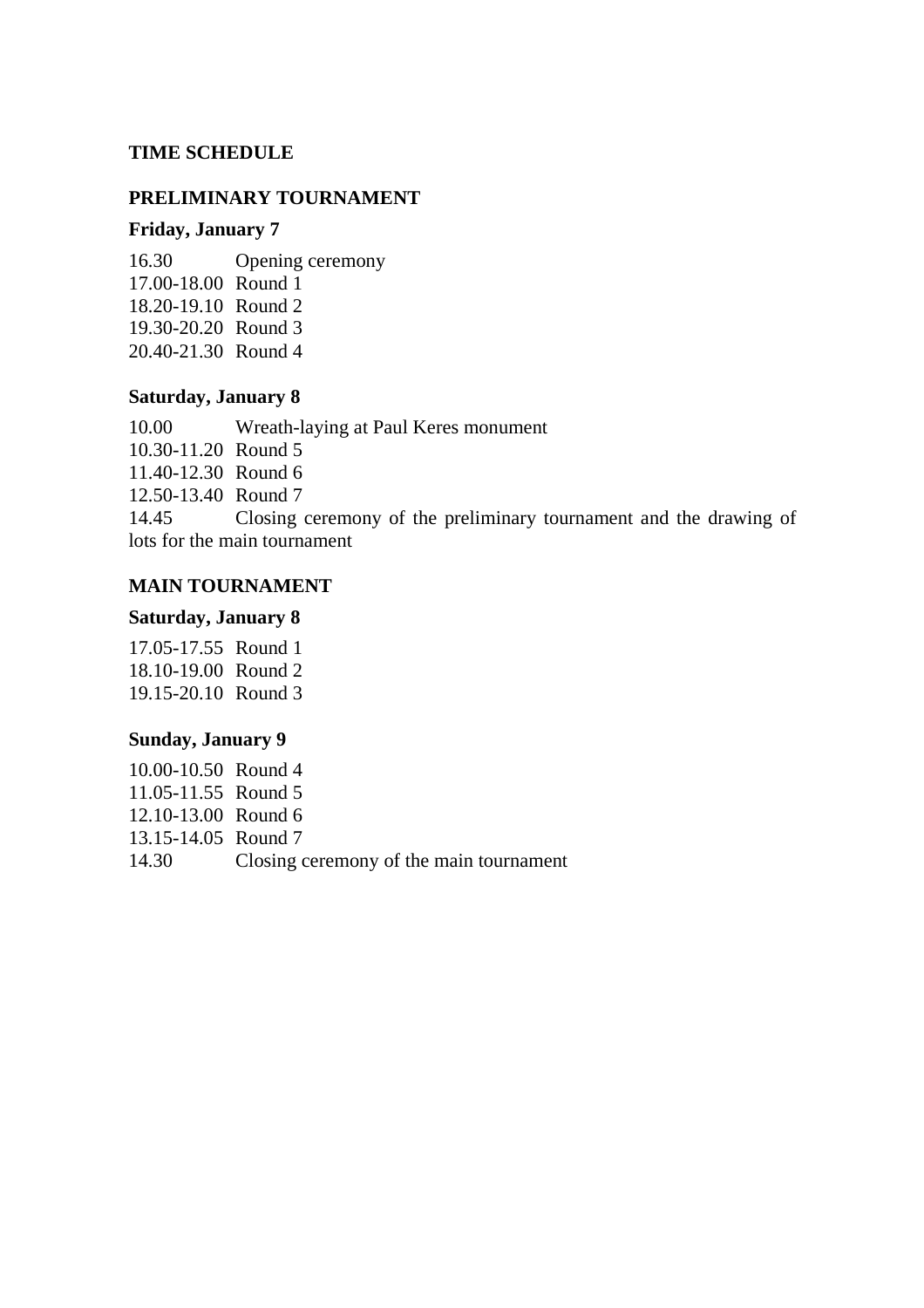**TIME SCHEDULE**

**PRELIMINARY TOURNAMENT**

**Friday, January 7**

16.30 Opening ceremony
17.00-18.00 Round 1
18.20-19.10 Round 2
19.30-20.20 Round 3
20.40-21.30 Round 4

**Saturday, January 8**

10.00 Wreath-laying at Paul Keres monument
10.30-11.20 Round 5
11.40-12.30 Round 6
12.50-13.40 Round 7
14.45 Closing ceremony of the preliminary tournament and the drawing of lots for the main tournament

**MAIN TOURNAMENT**

**Saturday, January 8**

17.05-17.55 Round 1
18.10-19.00 Round 2
19.15-20.10 Round 3

**Sunday, January 9**

10.00-10.50 Round 4
11.05-11.55 Round 5
12.10-13.00 Round 6
13.15-14.05 Round 7
14.30 Closing ceremony of the main tournament